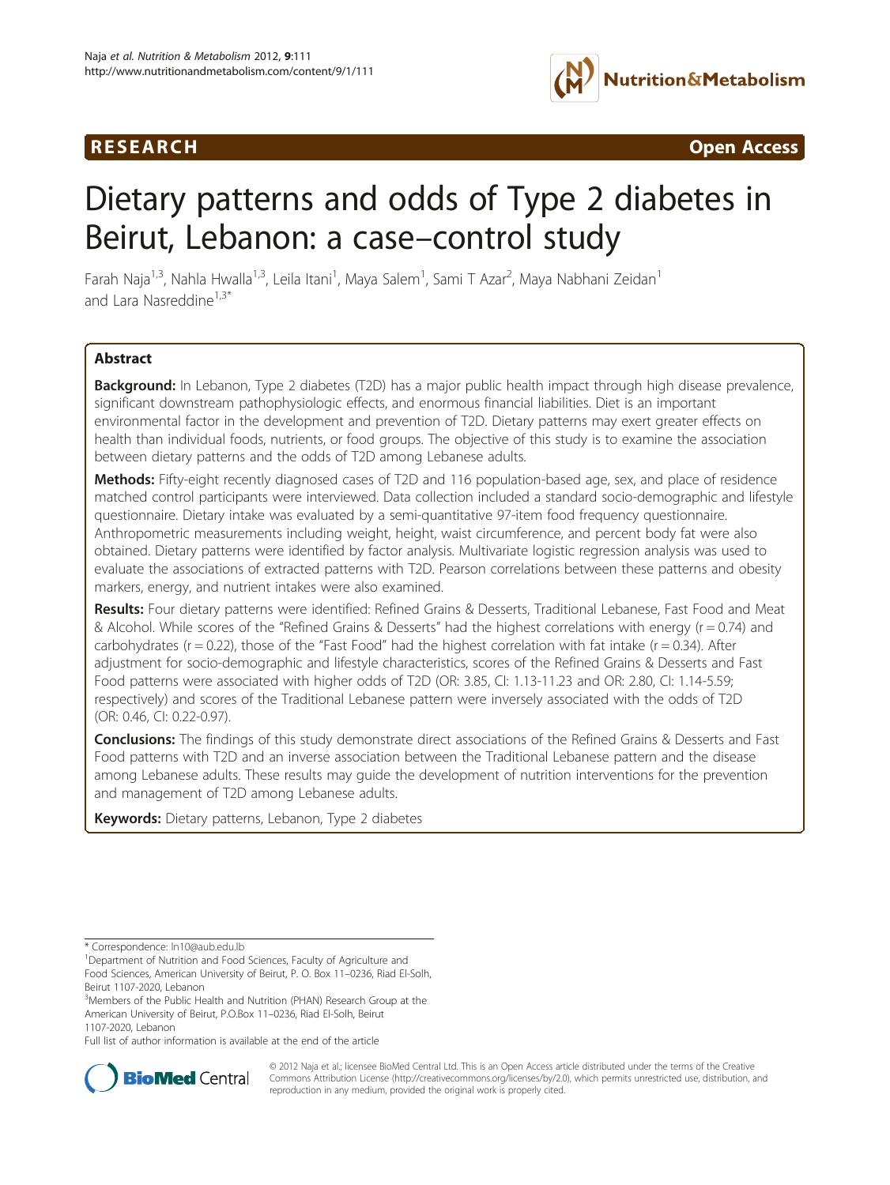RESEARCH

Open Access

# Dietary patterns and odds of Type 2 diabetes in Beirut, Lebanon: a case–control study

Farah Naja[1,3], Nahla Hwalla[1,3], Leila Itani[1], Maya Salem[1], Sami T Azar[2], Maya Nabhani Zeidan[1] and Lara Nasreddine[1,3*]

## Abstract

**Background:** In Lebanon, Type 2 diabetes (T2D) has a major public health impact through high disease prevalence, significant downstream pathophysiologic effects, and enormous financial liabilities. Diet is an important environmental factor in the development and prevention of T2D. Dietary patterns may exert greater effects on health than individual foods, nutrients, or food groups. The objective of this study is to examine the association between dietary patterns and the odds of T2D among Lebanese adults.

**Methods:** Fifty-eight recently diagnosed cases of T2D and 116 population-based age, sex, and place of residence matched control participants were interviewed. Data collection included a standard socio-demographic and lifestyle questionnaire. Dietary intake was evaluated by a semi-quantitative 97-item food frequency questionnaire. Anthropometric measurements including weight, height, waist circumference, and percent body fat were also obtained. Dietary patterns were identified by factor analysis. Multivariate logistic regression analysis was used to evaluate the associations of extracted patterns with T2D. Pearson correlations between these patterns and obesity markers, energy, and nutrient intakes were also examined.

**Results:** Four dietary patterns were identified: Refined Grains & Desserts, Traditional Lebanese, Fast Food and Meat & Alcohol. While scores of the "Refined Grains & Desserts" had the highest correlations with energy (r = 0.74) and carbohydrates (r = 0.22), those of the "Fast Food" had the highest correlation with fat intake (r = 0.34). After adjustment for socio-demographic and lifestyle characteristics, scores of the Refined Grains & Desserts and Fast Food patterns were associated with higher odds of T2D (OR: 3.85, CI: 1.13-11.23 and OR: 2.80, CI: 1.14-5.59; respectively) and scores of the Traditional Lebanese pattern were inversely associated with the odds of T2D (OR: 0.46, CI: 0.22-0.97).

**Conclusions:** The findings of this study demonstrate direct associations of the Refined Grains & Desserts and Fast Food patterns with T2D and an inverse association between the Traditional Lebanese pattern and the disease among Lebanese adults. These results may guide the development of nutrition interventions for the prevention and management of T2D among Lebanese adults.

**Keywords:** Dietary patterns, Lebanon, Type 2 diabetes

---

* Correspondence: ln10@aub.edu.lb

[1]Department of Nutrition and Food Sciences, Faculty of Agriculture and Food Sciences, American University of Beirut, P. O. Box 11–0236, Riad El-Solh, Beirut 1107-2020, Lebanon

[3]Members of the Public Health and Nutrition (PHAN) Research Group at the American University of Beirut, P.O.Box 11–0236, Riad El-Solh, Beirut 1107-2020, Lebanon

Full list of author information is available at the end of the article

© 2012 Naja et al.; licensee BioMed Central Ltd. This is an Open Access article distributed under the terms of the Creative Commons Attribution License (http://creativecommons.org/licenses/by/2.0), which permits unrestricted use, distribution, and reproduction in any medium, provided the original work is properly cited.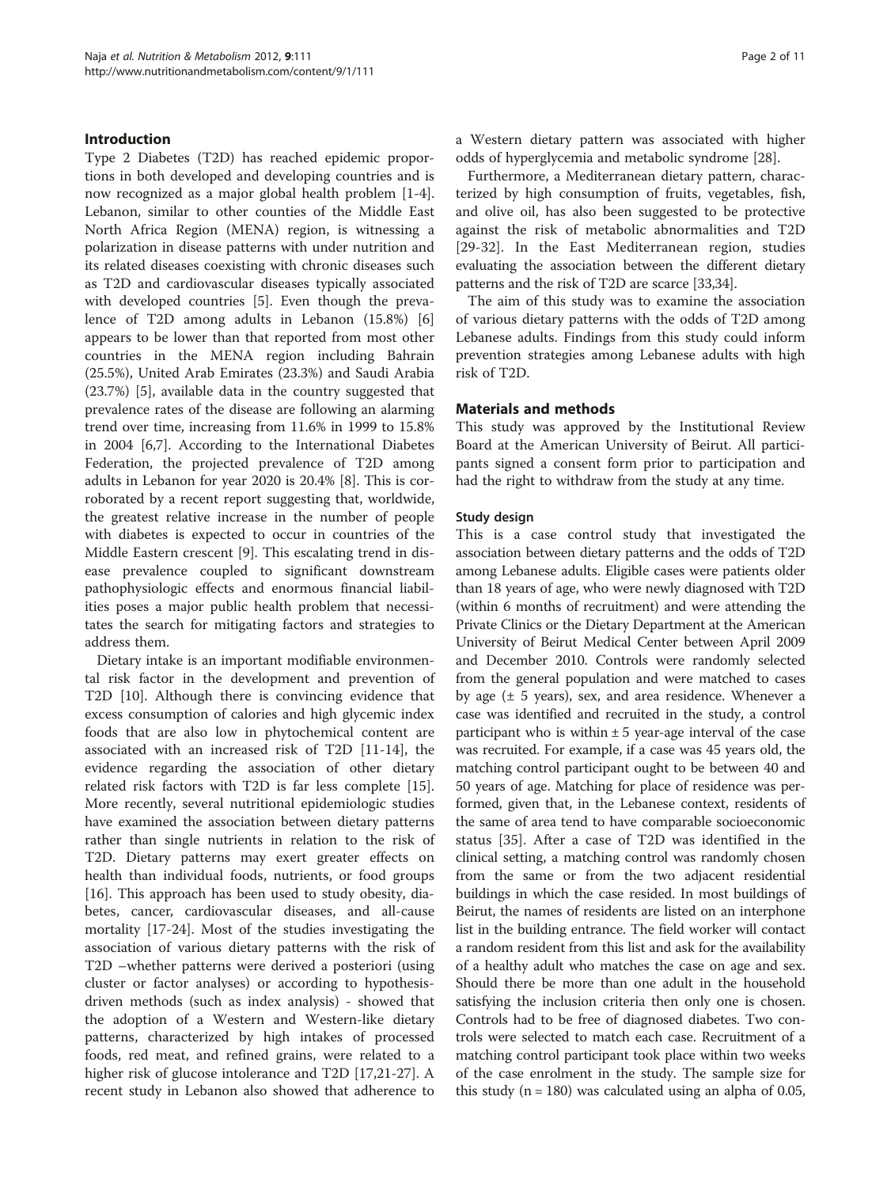## Introduction

Type 2 Diabetes (T2D) has reached epidemic proportions in both developed and developing countries and is now recognized as a major global health problem [1-4]. Lebanon, similar to other counties of the Middle East North Africa Region (MENA) region, is witnessing a polarization in disease patterns with under nutrition and its related diseases coexisting with chronic diseases such as T2D and cardiovascular diseases typically associated with developed countries [5]. Even though the prevalence of T2D among adults in Lebanon (15.8%) [6] appears to be lower than that reported from most other countries in the MENA region including Bahrain (25.5%), United Arab Emirates (23.3%) and Saudi Arabia (23.7%) [5], available data in the country suggested that prevalence rates of the disease are following an alarming trend over time, increasing from 11.6% in 1999 to 15.8% in 2004 [6,7]. According to the International Diabetes Federation, the projected prevalence of T2D among adults in Lebanon for year 2020 is 20.4% [8]. This is corroborated by a recent report suggesting that, worldwide, the greatest relative increase in the number of people with diabetes is expected to occur in countries of the Middle Eastern crescent [9]. This escalating trend in disease prevalence coupled to significant downstream pathophysiologic effects and enormous financial liabilities poses a major public health problem that necessitates the search for mitigating factors and strategies to address them.

Dietary intake is an important modifiable environmental risk factor in the development and prevention of T2D [10]. Although there is convincing evidence that excess consumption of calories and high glycemic index foods that are also low in phytochemical content are associated with an increased risk of T2D [11-14], the evidence regarding the association of other dietary related risk factors with T2D is far less complete [15]. More recently, several nutritional epidemiologic studies have examined the association between dietary patterns rather than single nutrients in relation to the risk of T2D. Dietary patterns may exert greater effects on health than individual foods, nutrients, or food groups [16]. This approach has been used to study obesity, diabetes, cancer, cardiovascular diseases, and all-cause mortality [17-24]. Most of the studies investigating the association of various dietary patterns with the risk of T2D –whether patterns were derived a posteriori (using cluster or factor analyses) or according to hypothesis-driven methods (such as index analysis) - showed that the adoption of a Western and Western-like dietary patterns, characterized by high intakes of processed foods, red meat, and refined grains, were related to a higher risk of glucose intolerance and T2D [17,21-27]. A recent study in Lebanon also showed that adherence to a Western dietary pattern was associated with higher odds of hyperglycemia and metabolic syndrome [28].

Furthermore, a Mediterranean dietary pattern, characterized by high consumption of fruits, vegetables, fish, and olive oil, has also been suggested to be protective against the risk of metabolic abnormalities and T2D [29-32]. In the East Mediterranean region, studies evaluating the association between the different dietary patterns and the risk of T2D are scarce [33,34].

The aim of this study was to examine the association of various dietary patterns with the odds of T2D among Lebanese adults. Findings from this study could inform prevention strategies among Lebanese adults with high risk of T2D.

## Materials and methods

This study was approved by the Institutional Review Board at the American University of Beirut. All participants signed a consent form prior to participation and had the right to withdraw from the study at any time.

### Study design

This is a case control study that investigated the association between dietary patterns and the odds of T2D among Lebanese adults. Eligible cases were patients older than 18 years of age, who were newly diagnosed with T2D (within 6 months of recruitment) and were attending the Private Clinics or the Dietary Department at the American University of Beirut Medical Center between April 2009 and December 2010. Controls were randomly selected from the general population and were matched to cases by age (± 5 years), sex, and area residence. Whenever a case was identified and recruited in the study, a control participant who is within ± 5 year-age interval of the case was recruited. For example, if a case was 45 years old, the matching control participant ought to be between 40 and 50 years of age. Matching for place of residence was performed, given that, in the Lebanese context, residents of the same of area tend to have comparable socioeconomic status [35]. After a case of T2D was identified in the clinical setting, a matching control was randomly chosen from the same or from the two adjacent residential buildings in which the case resided. In most buildings of Beirut, the names of residents are listed on an interphone list in the building entrance. The field worker will contact a random resident from this list and ask for the availability of a healthy adult who matches the case on age and sex. Should there be more than one adult in the household satisfying the inclusion criteria then only one is chosen. Controls had to be free of diagnosed diabetes. Two controls were selected to match each case. Recruitment of a matching control participant took place within two weeks of the case enrolment in the study. The sample size for this study (n = 180) was calculated using an alpha of 0.05,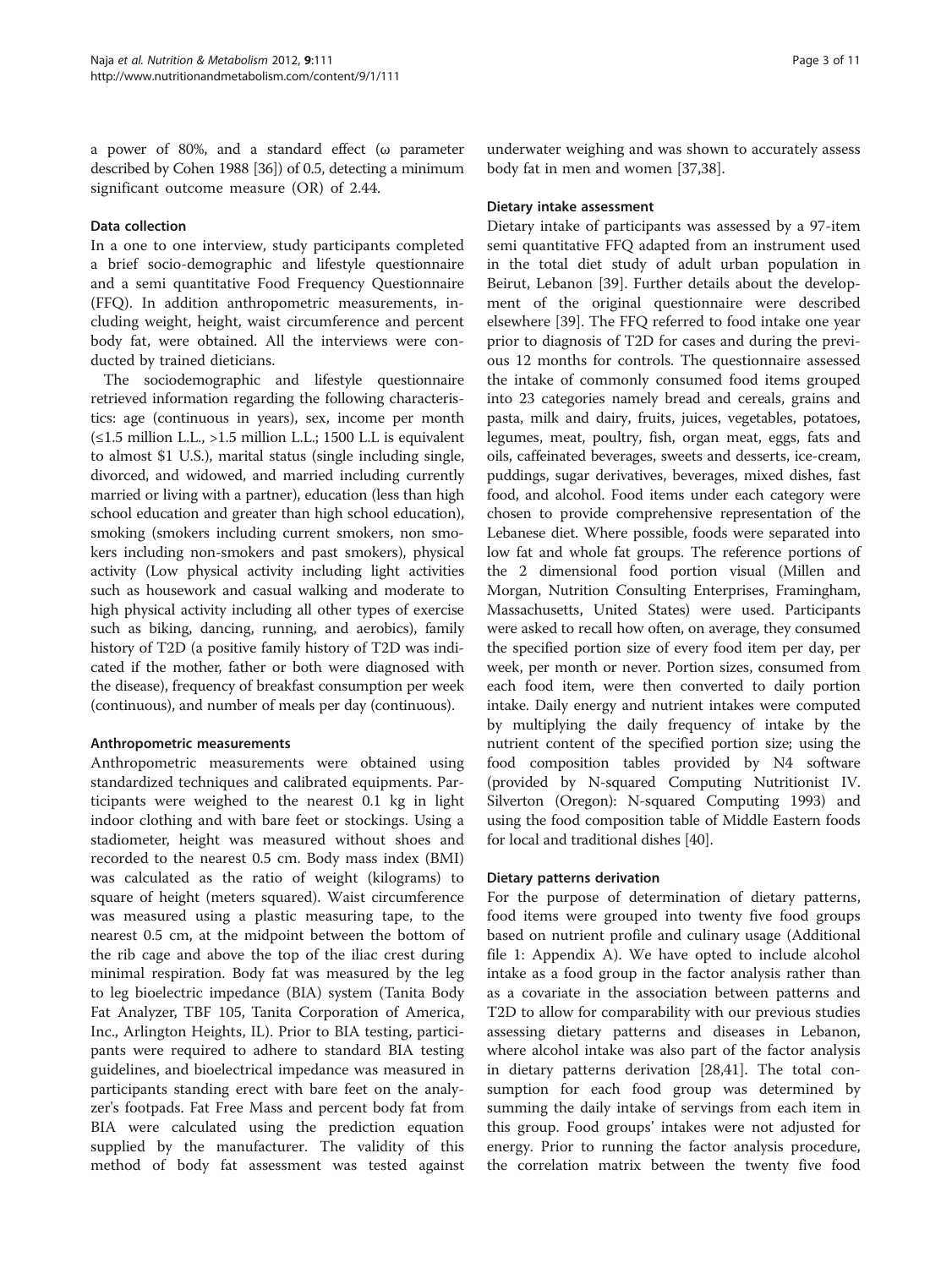a power of 80%, and a standard effect (ω parameter described by Cohen 1988 [36]) of 0.5, detecting a minimum significant outcome measure (OR) of 2.44.

### Data collection

In a one to one interview, study participants completed a brief socio-demographic and lifestyle questionnaire and a semi quantitative Food Frequency Questionnaire (FFQ). In addition anthropometric measurements, including weight, height, waist circumference and percent body fat, were obtained. All the interviews were conducted by trained dieticians.

The sociodemographic and lifestyle questionnaire retrieved information regarding the following characteristics: age (continuous in years), sex, income per month (≤1.5 million L.L., >1.5 million L.L.; 1500 L.L is equivalent to almost $1 U.S.), marital status (single including single, divorced, and widowed, and married including currently married or living with a partner), education (less than high school education and greater than high school education), smoking (smokers including current smokers, non smokers including non-smokers and past smokers), physical activity (Low physical activity including light activities such as housework and casual walking and moderate to high physical activity including all other types of exercise such as biking, dancing, running, and aerobics), family history of T2D (a positive family history of T2D was indicated if the mother, father or both were diagnosed with the disease), frequency of breakfast consumption per week (continuous), and number of meals per day (continuous).

### Anthropometric measurements

Anthropometric measurements were obtained using standardized techniques and calibrated equipments. Participants were weighed to the nearest 0.1 kg in light indoor clothing and with bare feet or stockings. Using a stadiometer, height was measured without shoes and recorded to the nearest 0.5 cm. Body mass index (BMI) was calculated as the ratio of weight (kilograms) to square of height (meters squared). Waist circumference was measured using a plastic measuring tape, to the nearest 0.5 cm, at the midpoint between the bottom of the rib cage and above the top of the iliac crest during minimal respiration. Body fat was measured by the leg to leg bioelectric impedance (BIA) system (Tanita Body Fat Analyzer, TBF 105, Tanita Corporation of America, Inc., Arlington Heights, IL). Prior to BIA testing, participants were required to adhere to standard BIA testing guidelines, and bioelectrical impedance was measured in participants standing erect with bare feet on the analyzer's footpads. Fat Free Mass and percent body fat from BIA were calculated using the prediction equation supplied by the manufacturer. The validity of this method of body fat assessment was tested against underwater weighing and was shown to accurately assess body fat in men and women [37,38].

### Dietary intake assessment

Dietary intake of participants was assessed by a 97-item semi quantitative FFQ adapted from an instrument used in the total diet study of adult urban population in Beirut, Lebanon [39]. Further details about the development of the original questionnaire were described elsewhere [39]. The FFQ referred to food intake one year prior to diagnosis of T2D for cases and during the previous 12 months for controls. The questionnaire assessed the intake of commonly consumed food items grouped into 23 categories namely bread and cereals, grains and pasta, milk and dairy, fruits, juices, vegetables, potatoes, legumes, meat, poultry, fish, organ meat, eggs, fats and oils, caffeinated beverages, sweets and desserts, ice-cream, puddings, sugar derivatives, beverages, mixed dishes, fast food, and alcohol. Food items under each category were chosen to provide comprehensive representation of the Lebanese diet. Where possible, foods were separated into low fat and whole fat groups. The reference portions of the 2 dimensional food portion visual (Millen and Morgan, Nutrition Consulting Enterprises, Framingham, Massachusetts, United States) were used. Participants were asked to recall how often, on average, they consumed the specified portion size of every food item per day, per week, per month or never. Portion sizes, consumed from each food item, were then converted to daily portion intake. Daily energy and nutrient intakes were computed by multiplying the daily frequency of intake by the nutrient content of the specified portion size; using the food composition tables provided by N4 software (provided by N-squared Computing Nutritionist IV. Silverton (Oregon): N-squared Computing 1993) and using the food composition table of Middle Eastern foods for local and traditional dishes [40].

### Dietary patterns derivation

For the purpose of determination of dietary patterns, food items were grouped into twenty five food groups based on nutrient profile and culinary usage (Additional file 1: Appendix A). We have opted to include alcohol intake as a food group in the factor analysis rather than as a covariate in the association between patterns and T2D to allow for comparability with our previous studies assessing dietary patterns and diseases in Lebanon, where alcohol intake was also part of the factor analysis in dietary patterns derivation [28,41]. The total consumption for each food group was determined by summing the daily intake of servings from each item in this group. Food groups' intakes were not adjusted for energy. Prior to running the factor analysis procedure, the correlation matrix between the twenty five food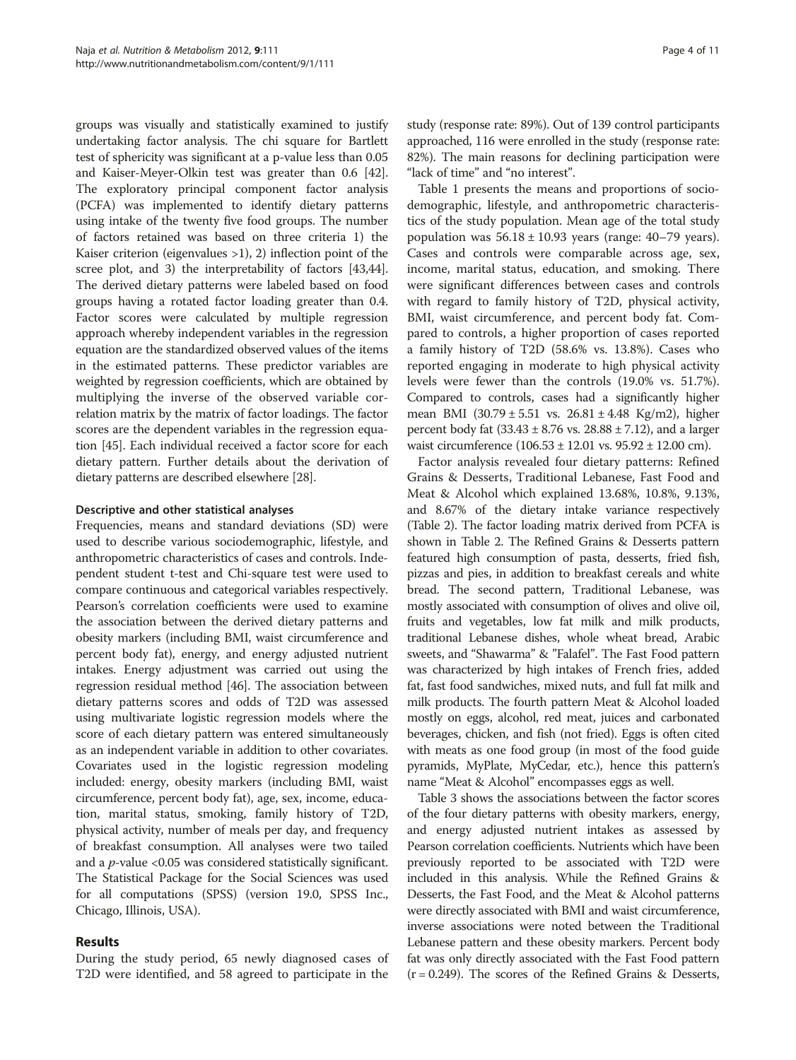groups was visually and statistically examined to justify undertaking factor analysis. The chi square for Bartlett test of sphericity was significant at a p-value less than 0.05 and Kaiser-Meyer-Olkin test was greater than 0.6 [42]. The exploratory principal component factor analysis (PCFA) was implemented to identify dietary patterns using intake of the twenty five food groups. The number of factors retained was based on three criteria 1) the Kaiser criterion (eigenvalues >1), 2) inflection point of the scree plot, and 3) the interpretability of factors [43,44]. The derived dietary patterns were labeled based on food groups having a rotated factor loading greater than 0.4. Factor scores were calculated by multiple regression approach whereby independent variables in the regression equation are the standardized observed values of the items in the estimated patterns. These predictor variables are weighted by regression coefficients, which are obtained by multiplying the inverse of the observed variable correlation matrix by the matrix of factor loadings. The factor scores are the dependent variables in the regression equation [45]. Each individual received a factor score for each dietary pattern. Further details about the derivation of dietary patterns are described elsewhere [28].

### Descriptive and other statistical analyses

Frequencies, means and standard deviations (SD) were used to describe various sociodemographic, lifestyle, and anthropometric characteristics of cases and controls. Independent student t-test and Chi-square test were used to compare continuous and categorical variables respectively. Pearson's correlation coefficients were used to examine the association between the derived dietary patterns and obesity markers (including BMI, waist circumference and percent body fat), energy, and energy adjusted nutrient intakes. Energy adjustment was carried out using the regression residual method [46]. The association between dietary patterns scores and odds of T2D was assessed using multivariate logistic regression models where the score of each dietary pattern was entered simultaneously as an independent variable in addition to other covariates. Covariates used in the logistic regression modeling included: energy, obesity markers (including BMI, waist circumference, percent body fat), age, sex, income, education, marital status, smoking, family history of T2D, physical activity, number of meals per day, and frequency of breakfast consumption. All analyses were two tailed and a $p$-value <0.05 was considered statistically significant. The Statistical Package for the Social Sciences was used for all computations (SPSS) (version 19.0, SPSS Inc., Chicago, Illinois, USA).

## Results

During the study period, 65 newly diagnosed cases of T2D were identified, and 58 agreed to participate in the study (response rate: 89%). Out of 139 control participants approached, 116 were enrolled in the study (response rate: 82%). The main reasons for declining participation were "lack of time" and "no interest".

Table 1 presents the means and proportions of sociodemographic, lifestyle, and anthropometric characteristics of the study population. Mean age of the total study population was $56.18 \pm 10.93$ years (range: 40–79 years). Cases and controls were comparable across age, sex, income, marital status, education, and smoking. There were significant differences between cases and controls with regard to family history of T2D, physical activity, BMI, waist circumference, and percent body fat. Compared to controls, a higher proportion of cases reported a family history of T2D (58.6% vs. 13.8%). Cases who reported engaging in moderate to high physical activity levels were fewer than the controls (19.0% vs. 51.7%). Compared to controls, cases had a significantly higher mean BMI ($30.79 \pm 5.51$ vs. $26.81 \pm 4.48$ Kg/m2), higher percent body fat ($33.43 \pm 8.76$ vs. $28.88 \pm 7.12$), and a larger waist circumference ($106.53 \pm 12.01$ vs. $95.92 \pm 12.00$ cm).

Factor analysis revealed four dietary patterns: Refined Grains & Desserts, Traditional Lebanese, Fast Food and Meat & Alcohol which explained 13.68%, 10.8%, 9.13%, and 8.67% of the dietary intake variance respectively (Table 2). The factor loading matrix derived from PCFA is shown in Table 2. The Refined Grains & Desserts pattern featured high consumption of pasta, desserts, fried fish, pizzas and pies, in addition to breakfast cereals and white bread. The second pattern, Traditional Lebanese, was mostly associated with consumption of olives and olive oil, fruits and vegetables, low fat milk and milk products, traditional Lebanese dishes, whole wheat bread, Arabic sweets, and "Shawarma" & "Falafel". The Fast Food pattern was characterized by high intakes of French fries, added fat, fast food sandwiches, mixed nuts, and full fat milk and milk products. The fourth pattern Meat & Alcohol loaded mostly on eggs, alcohol, red meat, juices and carbonated beverages, chicken, and fish (not fried). Eggs is often cited with meats as one food group (in most of the food guide pyramids, MyPlate, MyCedar, etc.), hence this pattern's name "Meat & Alcohol" encompasses eggs as well.

Table 3 shows the associations between the factor scores of the four dietary patterns with obesity markers, energy, and energy adjusted nutrient intakes as assessed by Pearson correlation coefficients. Nutrients which have been previously reported to be associated with T2D were included in this analysis. While the Refined Grains & Desserts, the Fast Food, and the Meat & Alcohol patterns were directly associated with BMI and waist circumference, inverse associations were noted between the Traditional Lebanese pattern and these obesity markers. Percent body fat was only directly associated with the Fast Food pattern ($r = 0.249$). The scores of the Refined Grains & Desserts,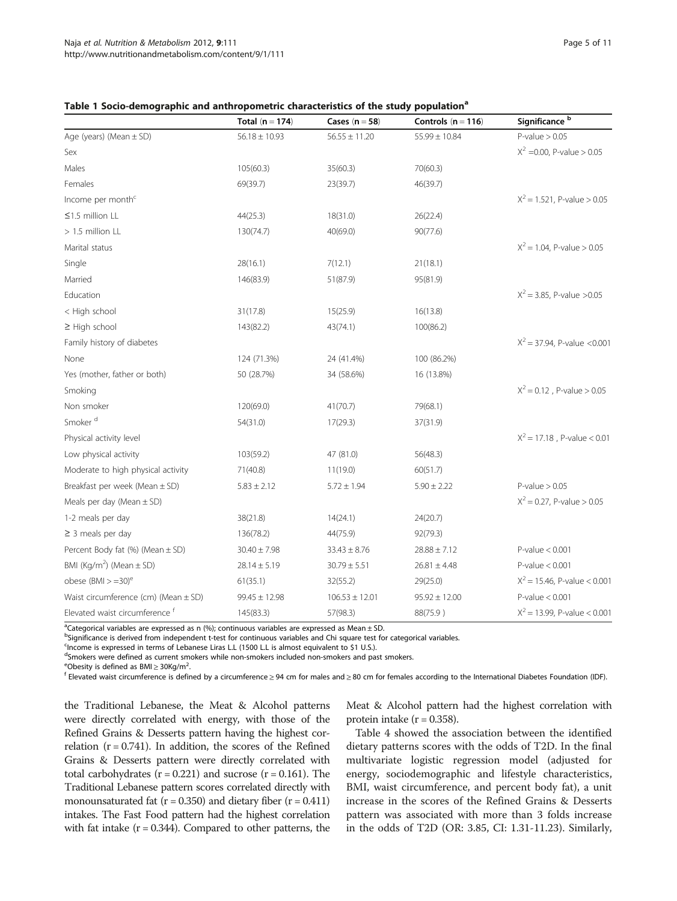**Table 1 Socio-demographic and anthropometric characteristics of the study population[a]**

| | Total (n = 174) | Cases (n = 58) | Controls (n = 116) | Significance [b] |
|---|---|---|---|---|
| Age (years) (Mean ± SD) | 56.18 ± 10.93 | 56.55 ± 11.20 | 55.99 ± 10.84 | P-value > 0.05 |
| Sex | | | | $X^2$ =0.00, P-value > 0.05 |
| Males | 105(60.3) | 35(60.3) | 70(60.3) | |
| Females | 69(39.7) | 23(39.7) | 46(39.7) | |
| Income per month[c] | | | | $X^2$ = 1.521, P-value > 0.05 |
| ≤1.5 million LL | 44(25.3) | 18(31.0) | 26(22.4) | |
| > 1.5 million LL | 130(74.7) | 40(69.0) | 90(77.6) | |
| Marital status | | | | $X^2$ = 1.04, P-value > 0.05 |
| Single | 28(16.1) | 7(12.1) | 21(18.1) | |
| Married | 146(83.9) | 51(87.9) | 95(81.9) | |
| Education | | | | $X^2$ = 3.85, P-value >0.05 |
| < High school | 31(17.8) | 15(25.9) | 16(13.8) | |
| ≥ High school | 143(82.2) | 43(74.1) | 100(86.2) | |
| Family history of diabetes | | | | $X^2$ = 37.94, P-value <0.001 |
| None | 124 (71.3%) | 24 (41.4%) | 100 (86.2%) | |
| Yes (mother, father or both) | 50 (28.7%) | 34 (58.6%) | 16 (13.8%) | |
| Smoking | | | | $X^2$ = 0.12 , P-value > 0.05 |
| Non smoker | 120(69.0) | 41(70.7) | 79(68.1) | |
| Smoker [d] | 54(31.0) | 17(29.3) | 37(31.9) | |
| Physical activity level | | | | $X^2$ = 17.18 , P-value < 0.01 |
| Low physical activity | 103(59.2) | 47 (81.0) | 56(48.3) | |
| Moderate to high physical activity | 71(40.8) | 11(19.0) | 60(51.7) | |
| Breakfast per week (Mean ± SD) | 5.83 ± 2.12 | 5.72 ± 1.94 | 5.90 ± 2.22 | P-value > 0.05 |
| Meals per day (Mean ± SD) | | | | $X^2$ = 0.27, P-value > 0.05 |
| 1-2 meals per day | 38(21.8) | 14(24.1) | 24(20.7) | |
| ≥ 3 meals per day | 136(78.2) | 44(75.9) | 92(79.3) | |
| Percent Body fat (%) (Mean ± SD) | 30.40 ± 7.98 | 33.43 ± 8.76 | 28.88 ± 7.12 | P-value < 0.001 |
| BMI (Kg/m$^2$) (Mean ± SD) | 28.14 ± 5.19 | 30.79 ± 5.51 | 26.81 ± 4.48 | P-value < 0.001 |
| obese (BMI > =30)[e] | 61(35.1) | 32(55.2) | 29(25.0) | $X^2$ = 15.46, P-value < 0.001 |
| Waist circumference (cm) (Mean ± SD) | 99.45 ± 12.98 | 106.53 ± 12.01 | 95.92 ± 12.00 | P-value < 0.001 |
| Elevated waist circumference [f] | 145(83.3) | 57(98.3) | 88(75.9 ) | $X^2$ = 13.99, P-value < 0.001 |

[a]Categorical variables are expressed as n (%); continuous variables are expressed as Mean ± SD.
[b]Significance is derived from independent t-test for continuous variables and Chi square test for categorical variables.
[c]Income is expressed in terms of Lebanese Liras L.L (1500 L.L is almost equivalent to $1 U.S.).
[d]Smokers were defined as current smokers while non-smokers included non-smokers and past smokers.
[e]Obesity is defined as BMI ≥ 30Kg/m$^2$.
[f] Elevated waist circumference is defined by a circumference ≥ 94 cm for males and ≥ 80 cm for females according to the International Diabetes Foundation (IDF).

the Traditional Lebanese, the Meat & Alcohol patterns were directly correlated with energy, with those of the Refined Grains & Desserts pattern having the highest correlation (r = 0.741). In addition, the scores of the Refined Grains & Desserts pattern were directly correlated with total carbohydrates (r = 0.221) and sucrose (r = 0.161). The Traditional Lebanese pattern scores correlated directly with monounsaturated fat (r = 0.350) and dietary fiber (r = 0.411) intakes. The Fast Food pattern had the highest correlation with fat intake (r = 0.344). Compared to other patterns, the Meat & Alcohol pattern had the highest correlation with protein intake (r = 0.358).

Table 4 showed the association between the identified dietary patterns scores with the odds of T2D. In the final multivariate logistic regression model (adjusted for energy, sociodemographic and lifestyle characteristics, BMI, waist circumference, and percent body fat), a unit increase in the scores of the Refined Grains & Desserts pattern was associated with more than 3 folds increase in the odds of T2D (OR: 3.85, CI: 1.31-11.23). Similarly,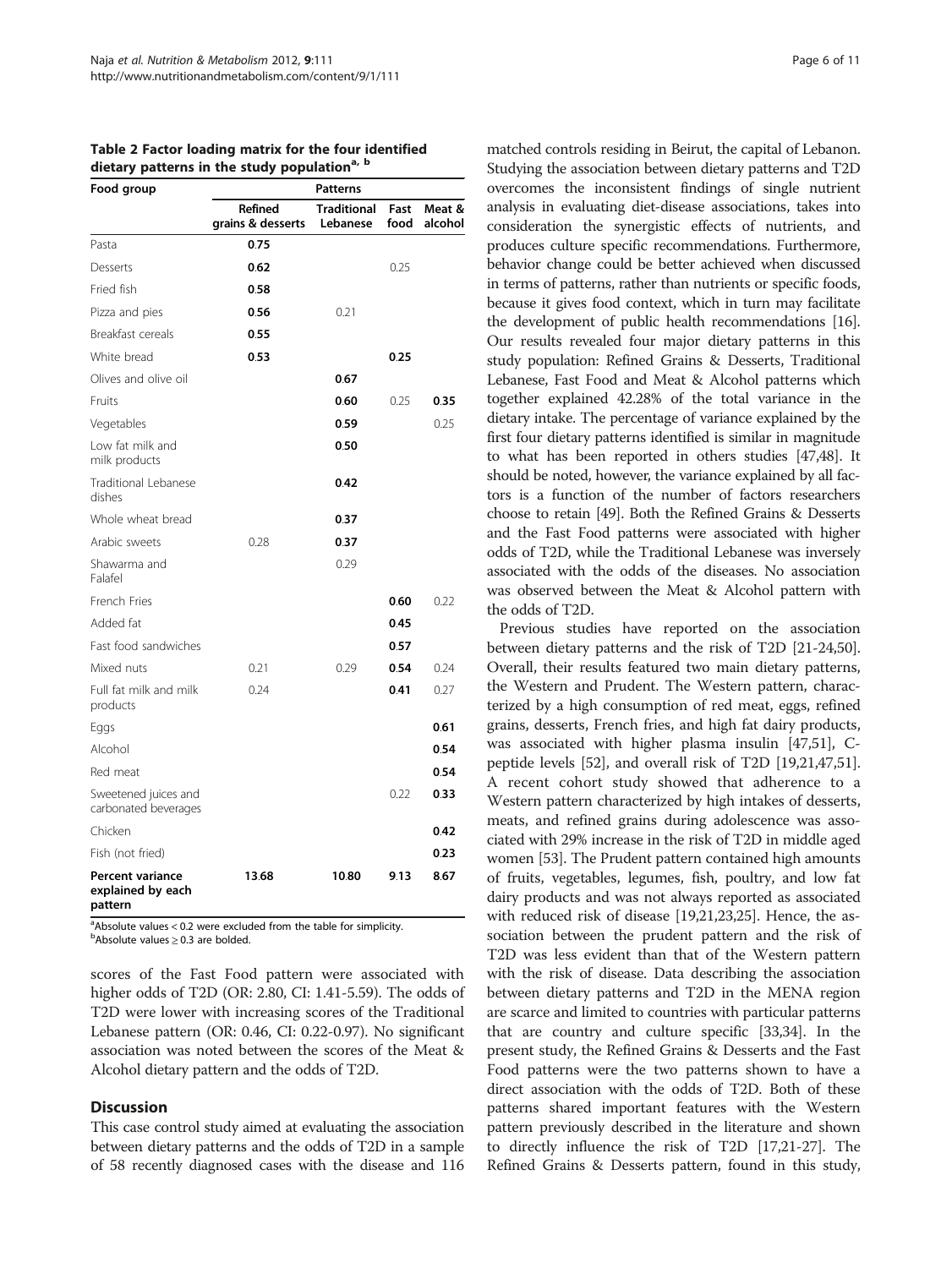**Table 2 Factor loading matrix for the four identified dietary patterns in the study population[a, b]**

| Food group | Patterns | | | |
|---|---|---|---|---|
| | Refined grains & desserts | Traditional Lebanese | Fast food | Meat & alcohol |
| Pasta | **0.75** | | | |
| Desserts | **0.62** | | 0.25 | |
| Fried fish | **0.58** | | | |
| Pizza and pies | **0.56** | 0.21 | | |
| Breakfast cereals | **0.55** | | | |
| White bread | **0.53** | | **0.25** | |
| Olives and olive oil | | **0.67** | | |
| Fruits | | **0.60** | 0.25 | **0.35** |
| Vegetables | | **0.59** | | 0.25 |
| Low fat milk and milk products | | **0.50** | | |
| Traditional Lebanese dishes | | **0.42** | | |
| Whole wheat bread | | **0.37** | | |
| Arabic sweets | 0.28 | **0.37** | | |
| Shawarma and Falafel | | 0.29 | | |
| French Fries | | | **0.60** | 0.22 |
| Added fat | | | **0.45** | |
| Fast food sandwiches | | | **0.57** | |
| Mixed nuts | 0.21 | 0.29 | **0.54** | 0.24 |
| Full fat milk and milk products | 0.24 | | **0.41** | 0.27 |
| Eggs | | | | **0.61** |
| Alcohol | | | | **0.54** |
| Red meat | | | | **0.54** |
| Sweetened juices and carbonated beverages | | | 0.22 | **0.33** |
| Chicken | | | | **0.42** |
| Fish (not fried) | | | | **0.23** |
| **Percent variance explained by each pattern** | **13.68** | **10.80** | **9.13** | **8.67** |

[a]Absolute values < 0.2 were excluded from the table for simplicity.
[b]Absolute values ≥ 0.3 are bolded.

scores of the Fast Food pattern were associated with higher odds of T2D (OR: 2.80, CI: 1.41-5.59). The odds of T2D were lower with increasing scores of the Traditional Lebanese pattern (OR: 0.46, CI: 0.22-0.97). No significant association was noted between the scores of the Meat & Alcohol dietary pattern and the odds of T2D.

## Discussion

This case control study aimed at evaluating the association between dietary patterns and the odds of T2D in a sample of 58 recently diagnosed cases with the disease and 116 matched controls residing in Beirut, the capital of Lebanon. Studying the association between dietary patterns and T2D overcomes the inconsistent findings of single nutrient analysis in evaluating diet-disease associations, takes into consideration the synergistic effects of nutrients, and produces culture specific recommendations. Furthermore, behavior change could be better achieved when discussed in terms of patterns, rather than nutrients or specific foods, because it gives food context, which in turn may facilitate the development of public health recommendations [16]. Our results revealed four major dietary patterns in this study population: Refined Grains & Desserts, Traditional Lebanese, Fast Food and Meat & Alcohol patterns which together explained 42.28% of the total variance in the dietary intake. The percentage of variance explained by the first four dietary patterns identified is similar in magnitude to what has been reported in others studies [47,48]. It should be noted, however, the variance explained by all factors is a function of the number of factors researchers choose to retain [49]. Both the Refined Grains & Desserts and the Fast Food patterns were associated with higher odds of T2D, while the Traditional Lebanese was inversely associated with the odds of the diseases. No association was observed between the Meat & Alcohol pattern with the odds of T2D.

Previous studies have reported on the association between dietary patterns and the risk of T2D [21-24,50]. Overall, their results featured two main dietary patterns, the Western and Prudent. The Western pattern, characterized by a high consumption of red meat, eggs, refined grains, desserts, French fries, and high fat dairy products, was associated with higher plasma insulin [47,51], C-peptide levels [52], and overall risk of T2D [19,21,47,51]. A recent cohort study showed that adherence to a Western pattern characterized by high intakes of desserts, meats, and refined grains during adolescence was associated with 29% increase in the risk of T2D in middle aged women [53]. The Prudent pattern contained high amounts of fruits, vegetables, legumes, fish, poultry, and low fat dairy products and was not always reported as associated with reduced risk of disease [19,21,23,25]. Hence, the association between the prudent pattern and the risk of T2D was less evident than that of the Western pattern with the risk of disease. Data describing the association between dietary patterns and T2D in the MENA region are scarce and limited to countries with particular patterns that are country and culture specific [33,34]. In the present study, the Refined Grains & Desserts and the Fast Food patterns were the two patterns shown to have a direct association with the odds of T2D. Both of these patterns shared important features with the Western pattern previously described in the literature and shown to directly influence the risk of T2D [17,21-27]. The Refined Grains & Desserts pattern, found in this study,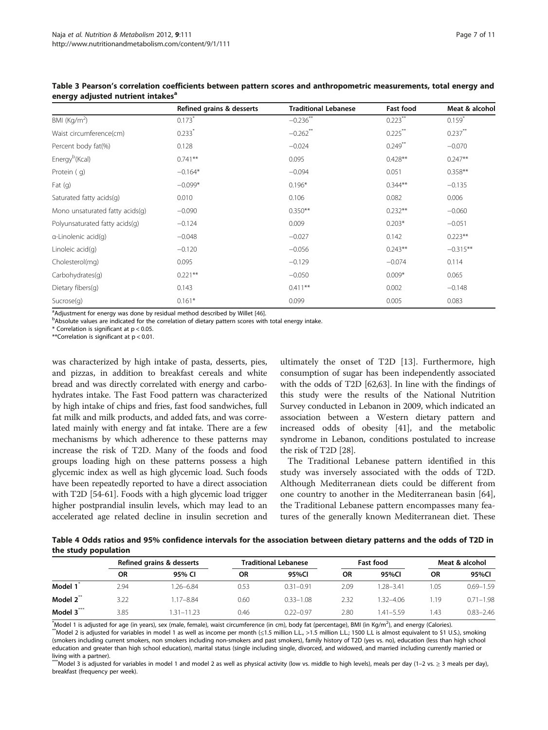**Table 3 Pearson's correlation coefficients between pattern scores and anthropometric measurements, total energy and energy adjusted nutrient intakes[a]**

| | Refined grains & desserts | Traditional Lebanese | Fast food | Meat & alcohol |
|---|---|---|---|---|
| BMI (Kg/m$^2$) | 0.173* | −0.236** | 0.223** | 0.159* |
| Waist circumference(cm) | 0.233* | −0.262** | 0.225** | 0.237** |
| Percent body fat(%) | 0.128 | −0.024 | 0.249** | −0.070 |
| Energy[b](Kcal) | 0.741** | 0.095 | 0.428** | 0.247** |
| Protein ( g) | −0.164* | −0.094 | 0.051 | 0.358** |
| Fat (g) | −0.099* | 0.196* | 0.344** | −0.135 |
| Saturated fatty acids(g) | 0.010 | 0.106 | 0.082 | 0.006 |
| Mono unsaturated fatty acids(g) | −0.090 | 0.350** | 0.232** | −0.060 |
| Polyunsaturated fatty acids(g) | −0.124 | 0.009 | 0.203* | −0.051 |
| α-Linolenic acid(g) | −0.048 | −0.027 | 0.142 | 0.223** |
| Linoleic acid(g) | −0.120 | −0.056 | 0.243** | −0.315** |
| Cholesterol(mg) | 0.095 | −0.129 | −0.074 | 0.114 |
| Carbohydrates(g) | 0.221** | −0.050 | 0.009* | 0.065 |
| Dietary fibers(g) | 0.143 | 0.411** | 0.002 | −0.148 |
| Sucrose(g) | 0.161* | 0.099 | 0.005 | 0.083 |

[a]Adjustment for energy was done by residual method described by Willet [46].
[b]Absolute values are indicated for the correlation of dietary pattern scores with total energy intake.
* Correlation is significant at $p < 0.05$.
**Correlation is significant at $p < 0.01$.

was characterized by high intake of pasta, desserts, pies, and pizzas, in addition to breakfast cereals and white bread and was directly correlated with energy and carbohydrates intake. The Fast Food pattern was characterized by high intake of chips and fries, fast food sandwiches, full fat milk and milk products, and added fats, and was correlated mainly with energy and fat intake. There are a few mechanisms by which adherence to these patterns may increase the risk of T2D. Many of the foods and food groups loading high on these patterns possess a high glycemic index as well as high glycemic load. Such foods have been repeatedly reported to have a direct association with T2D [54-61]. Foods with a high glycemic load trigger higher postprandial insulin levels, which may lead to an accelerated age related decline in insulin secretion and ultimately the onset of T2D [13]. Furthermore, high consumption of sugar has been independently associated with the odds of T2D [62,63]. In line with the findings of this study were the results of the National Nutrition Survey conducted in Lebanon in 2009, which indicated an association between a Western dietary pattern and increased odds of obesity [41], and the metabolic syndrome in Lebanon, conditions postulated to increase the risk of T2D [28].

The Traditional Lebanese pattern identified in this study was inversely associated with the odds of T2D. Although Mediterranean diets could be different from one country to another in the Mediterranean basin [64], the Traditional Lebanese pattern encompasses many features of the generally known Mediterranean diet. These

**Table 4 Odds ratios and 95% confidence intervals for the association between dietary patterns and the odds of T2D in the study population**

| | Refined grains & desserts | | Traditional Lebanese | | Fast food | | Meat & alcohol | |
|---|---|---|---|---|---|---|---|---|
| | OR | 95% CI | OR | 95%CI | OR | 95%CI | OR | 95%CI |
| **Model 1*** | 2.94 | 1.26–6.84 | 0.53 | 0.31–0.91 | 2.09 | 1.28–3.41 | 1.05 | 0.69–1.59 |
| **Model 2**** | 3.22 | 1.17–8.84 | 0.60 | 0.33–1.08 | 2.32 | 1.32–4.06 | 1.19 | 0.71–1.98 |
| **Model 3***** | 3.85 | 1.31–11.23 | 0.46 | 0.22–0.97 | 2.80 | 1.41–5.59 | 1.43 | 0.83–2.46 |

*Model 1 is adjusted for age (in years), sex (male, female), waist circumference (in cm), body fat (percentage), BMI (in Kg/m$^2$), and energy (Calories).
**Model 2 is adjusted for variables in model 1 as well as income per month (≤1.5 million L.L., >1.5 million L.L.; 1500 L.L is almost equivalent to $1 U.S.), smoking (smokers including current smokers, non smokers including non-smokers and past smokers), family history of T2D (yes vs. no), education (less than high school education and greater than high school education), marital status (single including single, divorced, and widowed, and married including currently married or living with a partner).
***Model 3 is adjusted for variables in model 1 and model 2 as well as physical activity (low vs. middle to high levels), meals per day (1–2 vs. ≥ 3 meals per day), breakfast (frequency per week).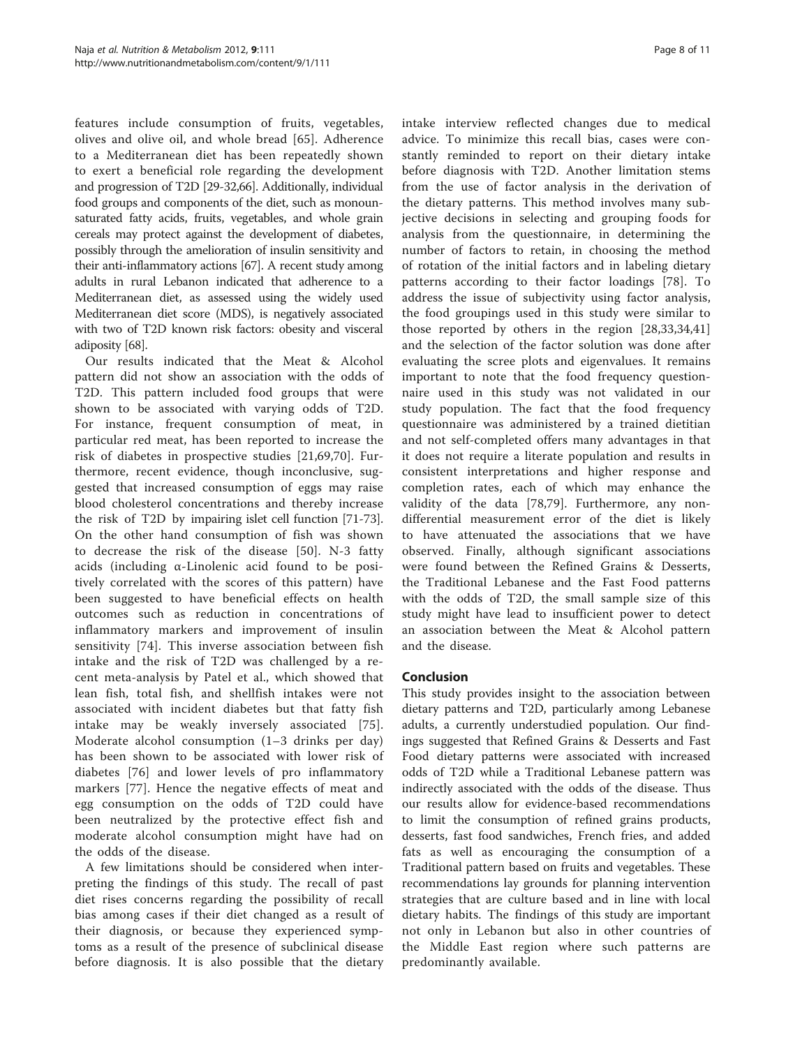features include consumption of fruits, vegetables, olives and olive oil, and whole bread [65]. Adherence to a Mediterranean diet has been repeatedly shown to exert a beneficial role regarding the development and progression of T2D [29-32,66]. Additionally, individual food groups and components of the diet, such as monounsaturated fatty acids, fruits, vegetables, and whole grain cereals may protect against the development of diabetes, possibly through the amelioration of insulin sensitivity and their anti-inflammatory actions [67]. A recent study among adults in rural Lebanon indicated that adherence to a Mediterranean diet, as assessed using the widely used Mediterranean diet score (MDS), is negatively associated with two of T2D known risk factors: obesity and visceral adiposity [68].

Our results indicated that the Meat & Alcohol pattern did not show an association with the odds of T2D. This pattern included food groups that were shown to be associated with varying odds of T2D. For instance, frequent consumption of meat, in particular red meat, has been reported to increase the risk of diabetes in prospective studies [21,69,70]. Furthermore, recent evidence, though inconclusive, suggested that increased consumption of eggs may raise blood cholesterol concentrations and thereby increase the risk of T2D by impairing islet cell function [71-73]. On the other hand consumption of fish was shown to decrease the risk of the disease [50]. N-3 fatty acids (including α-Linolenic acid found to be positively correlated with the scores of this pattern) have been suggested to have beneficial effects on health outcomes such as reduction in concentrations of inflammatory markers and improvement of insulin sensitivity [74]. This inverse association between fish intake and the risk of T2D was challenged by a recent meta-analysis by Patel et al., which showed that lean fish, total fish, and shellfish intakes were not associated with incident diabetes but that fatty fish intake may be weakly inversely associated [75]. Moderate alcohol consumption (1–3 drinks per day) has been shown to be associated with lower risk of diabetes [76] and lower levels of pro inflammatory markers [77]. Hence the negative effects of meat and egg consumption on the odds of T2D could have been neutralized by the protective effect fish and moderate alcohol consumption might have had on the odds of the disease.

A few limitations should be considered when interpreting the findings of this study. The recall of past diet rises concerns regarding the possibility of recall bias among cases if their diet changed as a result of their diagnosis, or because they experienced symptoms as a result of the presence of subclinical disease before diagnosis. It is also possible that the dietary intake interview reflected changes due to medical advice. To minimize this recall bias, cases were constantly reminded to report on their dietary intake before diagnosis with T2D. Another limitation stems from the use of factor analysis in the derivation of the dietary patterns. This method involves many subjective decisions in selecting and grouping foods for analysis from the questionnaire, in determining the number of factors to retain, in choosing the method of rotation of the initial factors and in labeling dietary patterns according to their factor loadings [78]. To address the issue of subjectivity using factor analysis, the food groupings used in this study were similar to those reported by others in the region [28,33,34,41] and the selection of the factor solution was done after evaluating the scree plots and eigenvalues. It remains important to note that the food frequency questionnaire used in this study was not validated in our study population. The fact that the food frequency questionnaire was administered by a trained dietitian and not self-completed offers many advantages in that it does not require a literate population and results in consistent interpretations and higher response and completion rates, each of which may enhance the validity of the data [78,79]. Furthermore, any non-differential measurement error of the diet is likely to have attenuated the associations that we have observed. Finally, although significant associations were found between the Refined Grains & Desserts, the Traditional Lebanese and the Fast Food patterns with the odds of T2D, the small sample size of this study might have lead to insufficient power to detect an association between the Meat & Alcohol pattern and the disease.

## Conclusion

This study provides insight to the association between dietary patterns and T2D, particularly among Lebanese adults, a currently understudied population. Our findings suggested that Refined Grains & Desserts and Fast Food dietary patterns were associated with increased odds of T2D while a Traditional Lebanese pattern was indirectly associated with the odds of the disease. Thus our results allow for evidence-based recommendations to limit the consumption of refined grains products, desserts, fast food sandwiches, French fries, and added fats as well as encouraging the consumption of a Traditional pattern based on fruits and vegetables. These recommendations lay grounds for planning intervention strategies that are culture based and in line with local dietary habits. The findings of this study are important not only in Lebanon but also in other countries of the Middle East region where such patterns are predominantly available.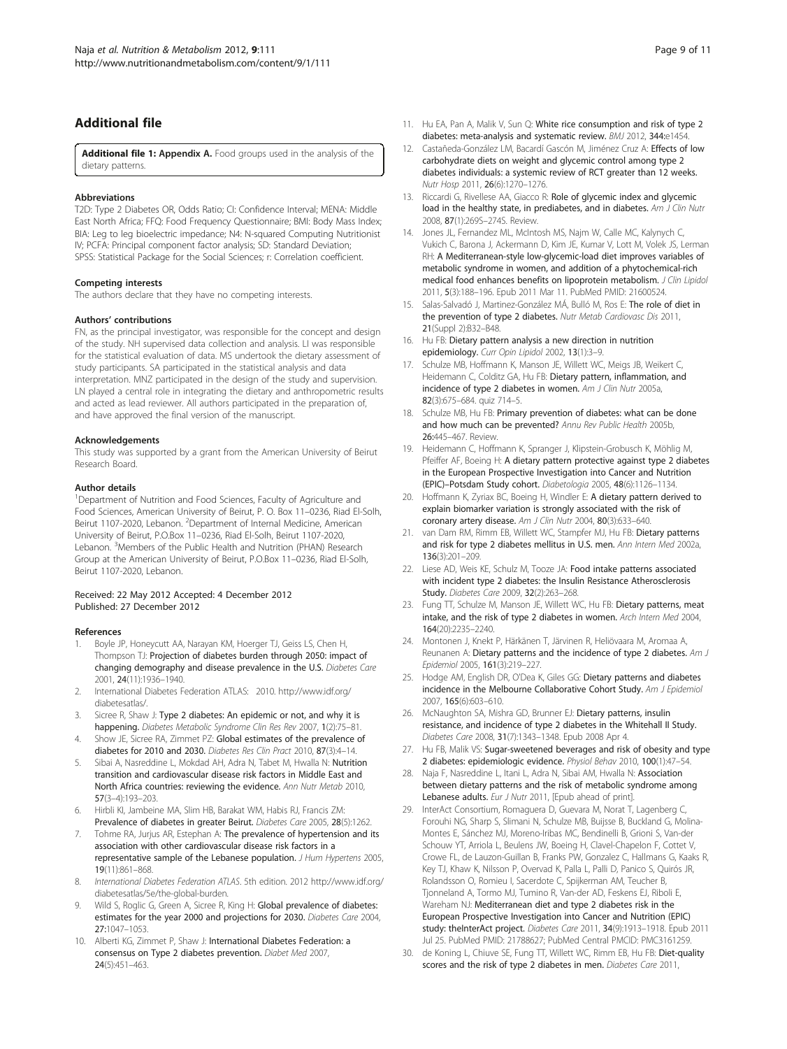## Additional file

**Additional file 1: Appendix A.** Food groups used in the analysis of the dietary patterns.

#### Abbreviations

T2D: Type 2 Diabetes OR, Odds Ratio; CI: Confidence Interval; MENA: Middle East North Africa; FFQ: Food Frequency Questionnaire; BMI: Body Mass Index; BIA: Leg to leg bioelectric impedance; N4: N-squared Computing Nutritionist IV; PCFA: Principal component factor analysis; SD: Standard Deviation; SPSS: Statistical Package for the Social Sciences; r: Correlation coefficient.

#### Competing interests

The authors declare that they have no competing interests.

#### Authors' contributions

FN, as the principal investigator, was responsible for the concept and design of the study. NH supervised data collection and analysis. LI was responsible for the statistical evaluation of data. MS undertook the dietary assessment of study participants. SA participated in the statistical analysis and data interpretation. MNZ participated in the design of the study and supervision. LN played a central role in integrating the dietary and anthropometric results and acted as lead reviewer. All authors participated in the preparation of, and have approved the final version of the manuscript.

#### Acknowledgements

This study was supported by a grant from the American University of Beirut Research Board.

#### Author details

[1]Department of Nutrition and Food Sciences, Faculty of Agriculture and Food Sciences, American University of Beirut, P. O. Box 11–0236, Riad El-Solh, Beirut 1107-2020, Lebanon. [2]Department of Internal Medicine, American University of Beirut, P.O.Box 11–0236, Riad El-Solh, Beirut 1107-2020, Lebanon. [3]Members of the Public Health and Nutrition (PHAN) Research Group at the American University of Beirut, P.O.Box 11–0236, Riad El-Solh, Beirut 1107-2020, Lebanon.

Received: 22 May 2012 Accepted: 4 December 2012
Published: 27 December 2012

#### References

1. Boyle JP, Honeycutt AA, Narayan KM, Hoerger TJ, Geiss LS, Chen H, Thompson TJ: **Projection of diabetes burden through 2050: impact of changing demography and disease prevalence in the U.S.** *Diabetes Care* 2001, **24**(11):1936–1940.
2. International Diabetes Federation ATLAS: 2010. http://www.idf.org/diabetesatlas/.
3. Sicree R, Shaw J: **Type 2 diabetes: An epidemic or not, and why it is happening.** *Diabetes Metabolic Syndrome Clin Res Rev* 2007, **1**(2):75–81.
4. Show JE, Sicree RA, Zimmet PZ: **Global estimates of the prevalence of diabetes for 2010 and 2030.** *Diabetes Res Clin Pract* 2010, **87**(3):4–14.
5. Sibai A, Nasreddine L, Mokdad AH, Adra N, Tabet M, Hwalla N: **Nutrition transition and cardiovascular disease risk factors in Middle East and North Africa countries: reviewing the evidence.** *Ann Nutr Metab* 2010, **57**(3–4):193–203.
6. Hirbli KI, Jambeine MA, Slim HB, Barakat WM, Habis RJ, Francis ZM: **Prevalence of diabetes in greater Beirut.** *Diabetes Care* 2005, **28**(5):1262.
7. Tohme RA, Jurjus AR, Estephan A: **The prevalence of hypertension and its association with other cardiovascular disease risk factors in a representative sample of the Lebanese population.** *J Hum Hypertens* 2005, **19**(11):861–868.
8. *International Diabetes Federation ATLAS*. 5th edition. 2012 http://www.idf.org/diabetesatlas/5e/the-global-burden.
9. Wild S, Roglic G, Green A, Sicree R, King H: **Global prevalence of diabetes: estimates for the year 2000 and projections for 2030.** *Diabetes Care* 2004, **27**:1047–1053.
10. Alberti KG, Zimmet P, Shaw J: **International Diabetes Federation: a consensus on Type 2 diabetes prevention.** *Diabet Med* 2007, **24**(5):451–463.
11. Hu EA, Pan A, Malik V, Sun Q: **White rice consumption and risk of type 2 diabetes: meta-analysis and systematic review.** *BMJ* 2012, **344**:e1454.
12. Castañeda-González LM, Bacardí Gascón M, Jiménez Cruz A: **Effects of low carbohydrate diets on weight and glycemic control among type 2 diabetes individuals: a systemic review of RCT greater than 12 weeks.** *Nutr Hosp* 2011, **26**(6):1270–1276.
13. Riccardi G, Rivellese AA, Giacco R: **Role of glycemic index and glycemic load in the healthy state, in prediabetes, and in diabetes.** *Am J Clin Nutr* 2008, **87**(1):269S–274S. Review.
14. Jones JL, Fernandez ML, McIntosh MS, Najm W, Calle MC, Kalynych C, Vukich C, Barona J, Ackermann D, Kim JE, Kumar V, Lott M, Volek JS, Lerman RH: **A Mediterranean-style low-glycemic-load diet improves variables of metabolic syndrome in women, and addition of a phytochemical-rich medical food enhances benefits on lipoprotein metabolism.** *J Clin Lipidol* 2011, **5**(3):188–196. Epub 2011 Mar 11. PubMed PMID: 21600524.
15. Salas-Salvadó J, Martinez-González MÁ, Bulló M, Ros E: **The role of diet in the prevention of type 2 diabetes.** *Nutr Metab Cardiovasc Dis* 2011, **21**(Suppl 2):B32–B48.
16. Hu FB: **Dietary pattern analysis a new direction in nutrition epidemiology.** *Curr Opin Lipidol* 2002, **13**(1):3–9.
17. Schulze MB, Hoffmann K, Manson JE, Willett WC, Meigs JB, Weikert C, Heidemann C, Colditz GA, Hu FB: **Dietary pattern, inflammation, and incidence of type 2 diabetes in women.** *Am J Clin Nutr* 2005a, **82**(3):675–684. quiz 714–5.
18. Schulze MB, Hu FB: **Primary prevention of diabetes: what can be done and how much can be prevented?** *Annu Rev Public Health* 2005b, **26**:445–467. Review.
19. Heidemann C, Hoffmann K, Spranger J, Klipstein-Grobusch K, Möhlig M, Pfeiffer AF, Boeing H: **A dietary pattern protective against type 2 diabetes in the European Prospective Investigation into Cancer and Nutrition (EPIC)–Potsdam Study cohort.** *Diabetologia* 2005, **48**(6):1126–1134.
20. Hoffmann K, Zyriax BC, Boeing H, Windler E: **A dietary pattern derived to explain biomarker variation is strongly associated with the risk of coronary artery disease.** *Am J Clin Nutr* 2004, **80**(3):633–640.
21. van Dam RM, Rimm EB, Willett WC, Stampfer MJ, Hu FB: **Dietary patterns and risk for type 2 diabetes mellitus in U.S. men.** *Ann Intern Med* 2002a, **136**(3):201–209.
22. Liese AD, Weis KE, Schulz M, Tooze JA: **Food intake patterns associated with incident type 2 diabetes: the Insulin Resistance Atherosclerosis Study.** *Diabetes Care* 2009, **32**(2):263–268.
23. Fung TT, Schulze M, Manson JE, Willett WC, Hu FB: **Dietary patterns, meat intake, and the risk of type 2 diabetes in women.** *Arch Intern Med* 2004, **164**(20):2235–2240.
24. Montonen J, Knekt P, Härkänen T, Järvinen R, Heliövaara M, Aromaa A, Reunanen A: **Dietary patterns and the incidence of type 2 diabetes.** *Am J Epidemiol* 2005, **161**(3):219–227.
25. Hodge AM, English DR, O'Dea K, Giles GG: **Dietary patterns and diabetes incidence in the Melbourne Collaborative Cohort Study.** *Am J Epidemiol* 2007, **165**(6):603–610.
26. McNaughton SA, Mishra GD, Brunner EJ: **Dietary patterns, insulin resistance, and incidence of type 2 diabetes in the Whitehall II Study.** *Diabetes Care* 2008, **31**(7):1343–1348. Epub 2008 Apr 4.
27. Hu FB, Malik VS: **Sugar-sweetened beverages and risk of obesity and type 2 diabetes: epidemiologic evidence.** *Physiol Behav* 2010, **100**(1):47–54.
28. Naja F, Nasreddine L, Itani L, Adra N, Sibai AM, Hwalla N: **Association between dietary patterns and the risk of metabolic syndrome among Lebanese adults.** *Eur J Nutr* 2011, [Epub ahead of print].
29. InterAct Consortium, Romaguera D, Guevara M, Norat T, Langenberg C, Forouhi NG, Sharp S, Slimani N, Schulze MB, Buijsse B, Buckland G, Molina-Montes E, Sánchez MJ, Moreno-Iribas MC, Bendinelli B, Grioni S, Van-der Schouw YT, Arriola L, Beulens JW, Boeing H, Clavel-Chapelon F, Cottet V, Crowe FL, de Lauzon-Guillan B, Franks PW, Gonzalez C, Hallmans G, Kaaks R, Key TJ, Khaw K, Nilsson P, Overvad K, Palla L, Palli D, Panico S, Quirós JR, Rolandsson O, Romieu I, Sacerdote C, Spijkerman AM, Teucher B, Tjonneland A, Tormo MJ, Tumino R, Van-der AD, Feskens EJ, Riboli E, Wareham NJ: **Mediterranean diet and type 2 diabetes risk in the European Prospective Investigation into Cancer and Nutrition (EPIC) study: theInterAct project.** *Diabetes Care* 2011, **34**(9):1913–1918. Epub 2011 Jul 25. PubMed PMID: 21788627; PubMed Central PMCID: PMC3161259.
30. de Koning L, Chiuve SE, Fung TT, Willett WC, Rimm EB, Hu FB: **Diet-quality scores and the risk of type 2 diabetes in men.** *Diabetes Care* 2011,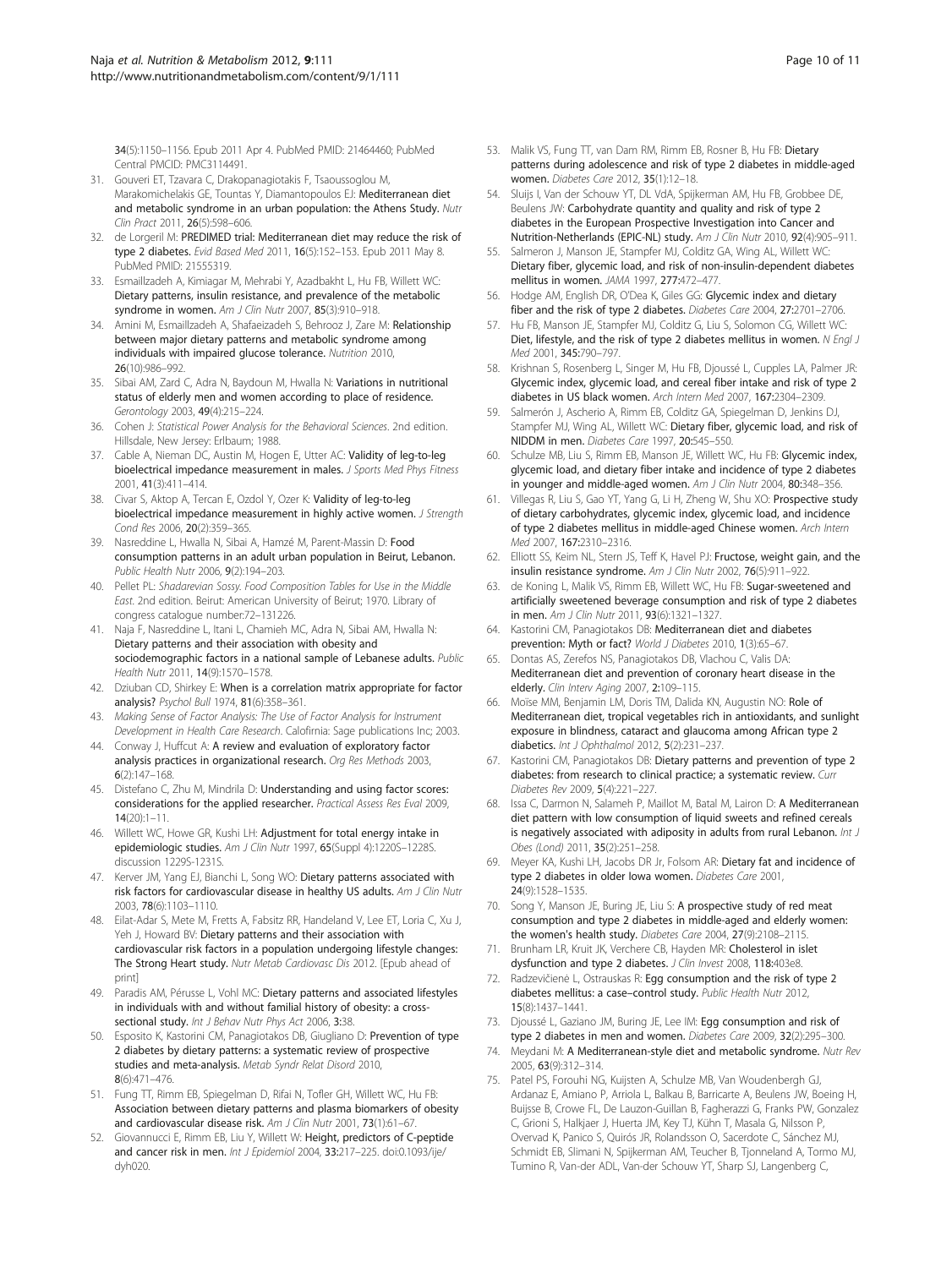34(5):1150–1156. Epub 2011 Apr 4. PubMed PMID: 21464460; PubMed Central PMCID: PMC3114491.

31. Gouveri ET, Tzavara C, Drakopanagiotakis F, Tsaoussoglou M, Marakomichelakis GE, Tountas Y, Diamantopoulos EJ: **Mediterranean diet and metabolic syndrome in an urban population: the Athens Study.** *Nutr Clin Pract* 2011, **26**(5):598–606.
32. de Lorgeril M: **PREDIMED trial: Mediterranean diet may reduce the risk of type 2 diabetes.** *Evid Based Med* 2011, **16**(5):152–153. Epub 2011 May 8. PubMed PMID: 21555319.
33. Esmaillzadeh A, Kimiagar M, Mehrabi Y, Azadbakht L, Hu FB, Willett WC: **Dietary patterns, insulin resistance, and prevalence of the metabolic syndrome in women.** *Am J Clin Nutr* 2007, **85**(3):910–918.
34. Amini M, Esmaillzadeh A, Shafaeizadeh S, Behrooz J, Zare M: **Relationship between major dietary patterns and metabolic syndrome among individuals with impaired glucose tolerance.** *Nutrition* 2010, **26**(10):986–992.
35. Sibai AM, Zard C, Adra N, Baydoun M, Hwalla N: **Variations in nutritional status of elderly men and women according to place of residence.** *Gerontology* 2003, **49**(4):215–224.
36. Cohen J: *Statistical Power Analysis for the Behavioral Sciences*. 2nd edition. Hillsdale, New Jersey: Erlbaum; 1988.
37. Cable A, Nieman DC, Austin M, Hogen E, Utter AC: **Validity of leg-to-leg bioelectrical impedance measurement in males.** *J Sports Med Phys Fitness* 2001, **41**(3):411–414.
38. Civar S, Aktop A, Tercan E, Ozdol Y, Ozer K: **Validity of leg-to-leg bioelectrical impedance measurement in highly active women.** *J Strength Cond Res* 2006, **20**(2):359–365.
39. Nasreddine L, Hwalla N, Sibai A, Hamzé M, Parent-Massin D: **Food consumption patterns in an adult urban population in Beirut, Lebanon.** *Public Health Nutr* 2006, **9**(2):194–203.
40. Pellet PL: *Shadarevian Sossy. Food Composition Tables for Use in the Middle East*. 2nd edition. Beirut: American University of Beirut; 1970. Library of congress catalogue number:72–131226.
41. Naja F, Nasreddine L, Itani L, Chamieh MC, Adra N, Sibai AM, Hwalla N: **Dietary patterns and their association with obesity and sociodemographic factors in a national sample of Lebanese adults.** *Public Health Nutr* 2011, **14**(9):1570–1578.
42. Dziuban CD, Shirkey E: **When is a correlation matrix appropriate for factor analysis?** *Psychol Bull* 1974, **81**(6):358–361.
43. *Making Sense of Factor Analysis: The Use of Factor Analysis for Instrument Development in Health Care Research*. Calofirnia: Sage publications Inc; 2003.
44. Conway J, Huffcut A: **A review and evaluation of exploratory factor analysis practices in organizational research.** *Org Res Methods* 2003, **6**(2):147–168.
45. Distefano C, Zhu M, Mindrila D: **Understanding and using factor scores: considerations for the applied researcher.** *Practical Assess Res Eval* 2009, **14**(20):1–11.
46. Willett WC, Howe GR, Kushi LH: **Adjustment for total energy intake in epidemiologic studies.** *Am J Clin Nutr* 1997, **65**(Suppl 4):1220S–1228S. discussion 1229S-1231S.
47. Kerver JM, Yang EJ, Bianchi L, Song WO: **Dietary patterns associated with risk factors for cardiovascular disease in healthy US adults.** *Am J Clin Nutr* 2003, **78**(6):1103–1110.
48. Eilat-Adar S, Mete M, Fretts A, Fabsitz RR, Handeland V, Lee ET, Loria C, Xu J, Yeh J, Howard BV: **Dietary patterns and their association with cardiovascular risk factors in a population undergoing lifestyle changes: The Strong Heart study.** *Nutr Metab Cardiovasc Dis* 2012. [Epub ahead of print]
49. Paradis AM, Pérusse L, Vohl MC: **Dietary patterns and associated lifestyles in individuals with and without familial history of obesity: a cross-sectional study.** *Int J Behav Nutr Phys Act* 2006, **3**:38.
50. Esposito K, Kastorini CM, Panagiotakos DB, Giugliano D: **Prevention of type 2 diabetes by dietary patterns: a systematic review of prospective studies and meta-analysis.** *Metab Syndr Relat Disord* 2010, **8**(6):471–476.
51. Fung TT, Rimm EB, Spiegelman D, Rifai N, Tofler GH, Willett WC, Hu FB: **Association between dietary patterns and plasma biomarkers of obesity and cardiovascular disease risk.** *Am J Clin Nutr* 2001, **73**(1):61–67.
52. Giovannucci E, Rimm EB, Liu Y, Willett W: **Height, predictors of C-peptide and cancer risk in men.** *Int J Epidemiol* 2004, **33**:217–225. doi:0.1093/ije/dyh020.
53. Malik VS, Fung TT, van Dam RM, Rimm EB, Rosner B, Hu FB: **Dietary patterns during adolescence and risk of type 2 diabetes in middle-aged women.** *Diabetes Care* 2012, **35**(1):12–18.
54. Sluijs I, Van der Schouw YT, DL VdA, Spijkerman AM, Hu FB, Grobbee DE, Beulens JW: **Carbohydrate quantity and quality and risk of type 2 diabetes in the European Prospective Investigation into Cancer and Nutrition-Netherlands (EPIC-NL) study.** *Am J Clin Nutr* 2010, **92**(4):905–911.
55. Salmeron J, Manson JE, Stampfer MJ, Colditz GA, Wing AL, Willett WC: **Dietary fiber, glycemic load, and risk of non-insulin-dependent diabetes mellitus in women.** *JAMA* 1997, **277**:472–477.
56. Hodge AM, English DR, O'Dea K, Giles GG: **Glycemic index and dietary fiber and the risk of type 2 diabetes.** *Diabetes Care* 2004, **27**:2701–2706.
57. Hu FB, Manson JE, Stampfer MJ, Colditz G, Liu S, Solomon CG, Willett WC: **Diet, lifestyle, and the risk of type 2 diabetes mellitus in women.** *N Engl J Med* 2001, **345**:790–797.
58. Krishnan S, Rosenberg L, Singer M, Hu FB, Djoussé L, Cupples LA, Palmer JR: **Glycemic index, glycemic load, and cereal fiber intake and risk of type 2 diabetes in US black women.** *Arch Intern Med* 2007, **167**:2304–2309.
59. Salmerón J, Ascherio A, Rimm EB, Colditz GA, Spiegelman D, Jenkins DJ, Stampfer MJ, Wing AL, Willett WC: **Dietary fiber, glycemic load, and risk of NIDDM in men.** *Diabetes Care* 1997, **20**:545–550.
60. Schulze MB, Liu S, Rimm EB, Manson JE, Willett WC, Hu FB: **Glycemic index, glycemic load, and dietary fiber intake and incidence of type 2 diabetes in younger and middle-aged women.** *Am J Clin Nutr* 2004, **80**:348–356.
61. Villegas R, Liu S, Gao YT, Yang G, Li H, Zheng W, Shu XO: **Prospective study of dietary carbohydrates, glycemic index, glycemic load, and incidence of type 2 diabetes mellitus in middle-aged Chinese women.** *Arch Intern Med* 2007, **167**:2310–2316.
62. Elliott SS, Keim NL, Stern JS, Teff K, Havel PJ: **Fructose, weight gain, and the insulin resistance syndrome.** *Am J Clin Nutr* 2002, **76**(5):911–922.
63. de Koning L, Malik VS, Rimm EB, Willett WC, Hu FB: **Sugar-sweetened and artificially sweetened beverage consumption and risk of type 2 diabetes in men.** *Am J Clin Nutr* 2011, **93**(6):1321–1327.
64. Kastorini CM, Panagiotakos DB: **Mediterranean diet and diabetes prevention: Myth or fact?** *World J Diabetes* 2010, **1**(3):65–67.
65. Dontas AS, Zerefos NS, Panagiotakos DB, Vlachou C, Valis DA: **Mediterranean diet and prevention of coronary heart disease in the elderly.** *Clin Interv Aging* 2007, **2**:109–115.
66. Moïse MM, Benjamin LM, Doris TM, Dalida KN, Augustin NO: **Role of Mediterranean diet, tropical vegetables rich in antioxidants, and sunlight exposure in blindness, cataract and glaucoma among African type 2 diabetics.** *Int J Ophthalmol* 2012, **5**(2):231–237.
67. Kastorini CM, Panagiotakos DB: **Dietary patterns and prevention of type 2 diabetes: from research to clinical practice; a systematic review.** *Curr Diabetes Rev* 2009, **5**(4):221–227.
68. Issa C, Darmon N, Salameh P, Maillot M, Batal M, Lairon D: **A Mediterranean diet pattern with low consumption of liquid sweets and refined cereals is negatively associated with adiposity in adults from rural Lebanon.** *Int J Obes (Lond)* 2011, **35**(2):251–258.
69. Meyer KA, Kushi LH, Jacobs DR Jr, Folsom AR: **Dietary fat and incidence of type 2 diabetes in older Iowa women.** *Diabetes Care* 2001, **24**(9):1528–1535.
70. Song Y, Manson JE, Buring JE, Liu S: **A prospective study of red meat consumption and type 2 diabetes in middle-aged and elderly women: the women's health study.** *Diabetes Care* 2004, **27**(9):2108–2115.
71. Brunham LR, Kruit JK, Verchere CB, Hayden MR: **Cholesterol in islet dysfunction and type 2 diabetes.** *J Clin Invest* 2008, **118**:403e8.
72. Radzevičienė L, Ostrauskas R: **Egg consumption and the risk of type 2 diabetes mellitus: a case–control study.** *Public Health Nutr* 2012, **15**(8):1437–1441.
73. Djoussé L, Gaziano JM, Buring JE, Lee IM: **Egg consumption and risk of type 2 diabetes in men and women.** *Diabetes Care* 2009, **32**(2):295–300.
74. Meydani M: **A Mediterranean-style diet and metabolic syndrome.** *Nutr Rev* 2005, **63**(9):312–314.
75. Patel PS, Forouhi NG, Kuijsten A, Schulze MB, Van Woudenbergh GJ, Ardanaz E, Amiano P, Arriola L, Balkau B, Barricarte A, Beulens JW, Boeing H, Buijsse B, Crowe FL, De Lauzon-Guillan B, Fagherazzi G, Franks PW, Gonzalez C, Grioni S, Halkjaer J, Huerta JM, Key TJ, Kühn T, Masala G, Nilsson P, Overvad K, Panico S, Quirós JR, Rolandsson O, Sacerdote C, Sánchez MJ, Schmidt EB, Slimani N, Spijkerman AM, Teucher B, Tjonneland A, Tormo MJ, Tumino R, Van-der ADL, Van-der Schouw YT, Sharp SJ, Langenberg C,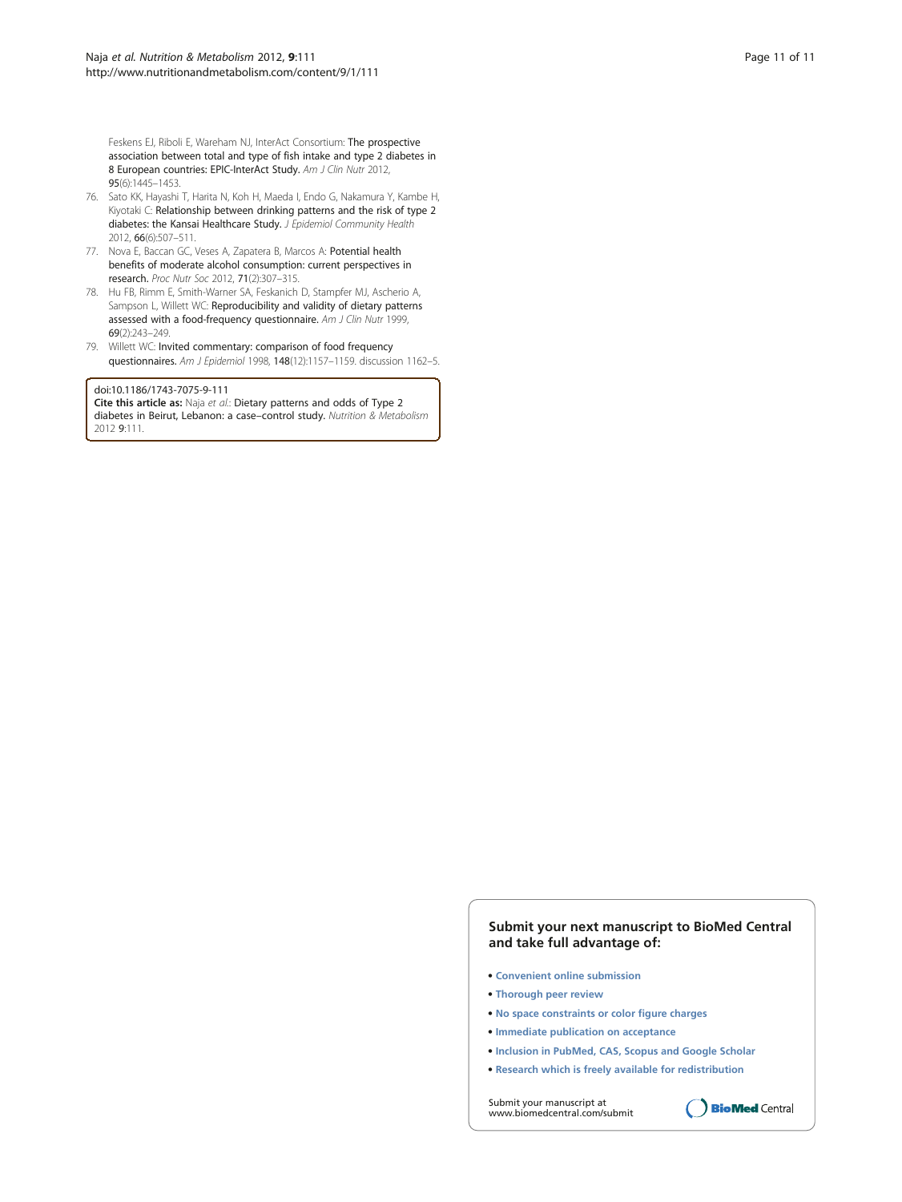Feskens EJ, Riboli E, Wareham NJ, InterAct Consortium: **The prospective association between total and type of fish intake and type 2 diabetes in 8 European countries: EPIC-InterAct Study.** *Am J Clin Nutr* 2012, **95**(6):1445–1453.

76. Sato KK, Hayashi T, Harita N, Koh H, Maeda I, Endo G, Nakamura Y, Kambe H, Kiyotaki C: **Relationship between drinking patterns and the risk of type 2 diabetes: the Kansai Healthcare Study.** *J Epidemiol Community Health* 2012, **66**(6):507–511.
77. Nova E, Baccan GC, Veses A, Zapatera B, Marcos A: **Potential health benefits of moderate alcohol consumption: current perspectives in research.** *Proc Nutr Soc* 2012, **71**(2):307–315.
78. Hu FB, Rimm E, Smith-Warner SA, Feskanich D, Stampfer MJ, Ascherio A, Sampson L, Willett WC: **Reproducibility and validity of dietary patterns assessed with a food-frequency questionnaire.** *Am J Clin Nutr* 1999, **69**(2):243–249.
79. Willett WC: **Invited commentary: comparison of food frequency questionnaires.** *Am J Epidemiol* 1998, **148**(12):1157–1159. discussion 1162–5.

doi:10.1186/1743-7075-9-111
**Cite this article as:** Naja *et al.*: Dietary patterns and odds of Type 2 diabetes in Beirut, Lebanon: a case–control study. *Nutrition & Metabolism* 2012 **9**:111.

**Submit your next manuscript to BioMed Central and take full advantage of:**

- **Convenient online submission**
- **Thorough peer review**
- **No space constraints or color figure charges**
- **Immediate publication on acceptance**
- **Inclusion in PubMed, CAS, Scopus and Google Scholar**
- **Research which is freely available for redistribution**

Submit your manuscript at
www.biomedcentral.com/submit

BioMed Central